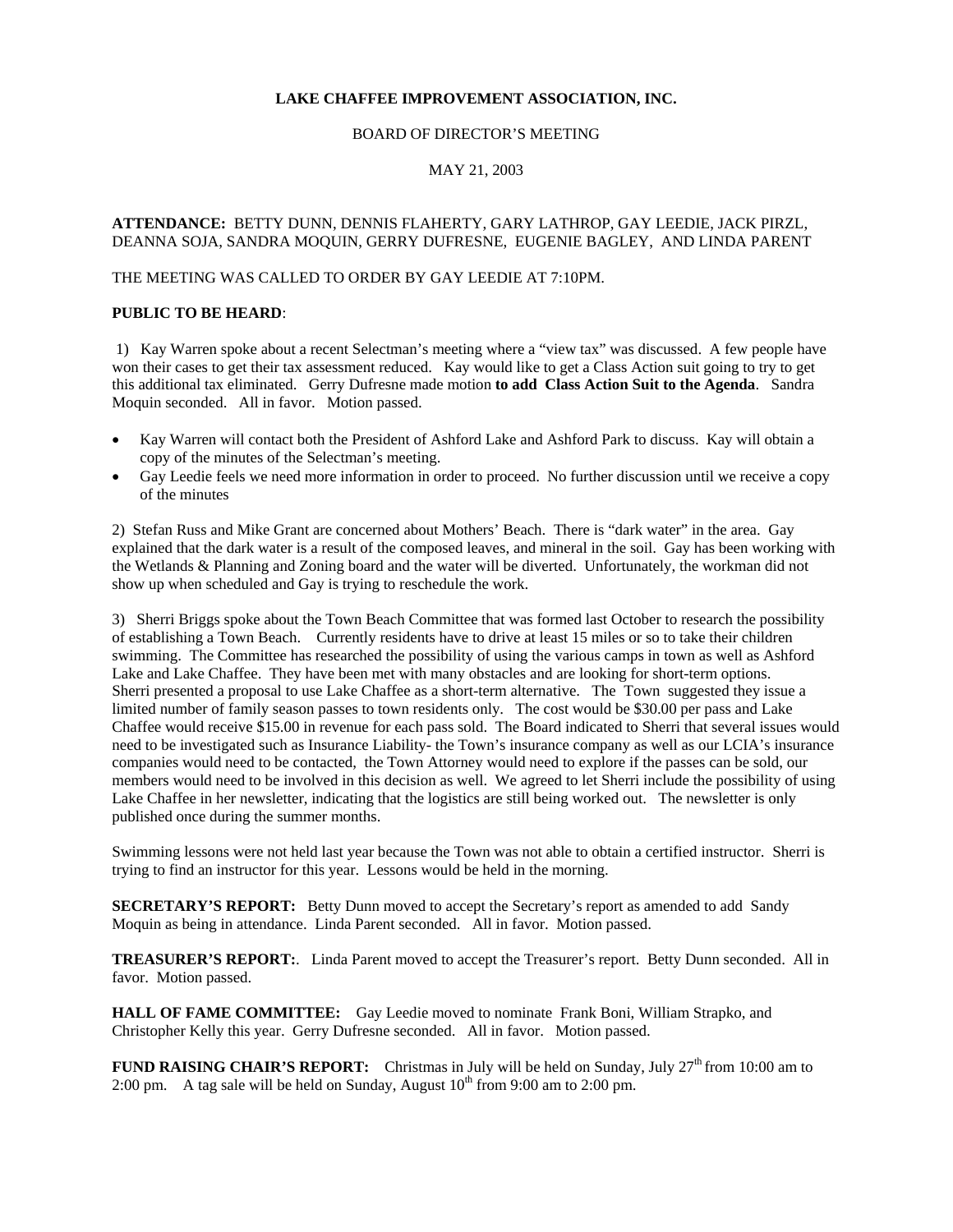**LAKE CHAFFEE IMPROVEMENT ASSOCIATION, INC.**

BOARD OF DIRECTOR'S MEETING

MAY 21, 2003

**ATTENDANCE:** BETTY DUNN, DENNIS FLAHERTY, GARY LATHROP, GAY LEEDIE, JACK PIRZL, DEANNA SOJA, SANDRA MOQUIN, GERRY DUFRESNE, EUGENIE BAGLEY, AND LINDA PARENT

THE MEETING WAS CALLED TO ORDER BY GAY LEEDIE AT 7:10PM.

**PUBLIC TO BE HEARD**:

1) Kay Warren spoke about a recent Selectman's meeting where a "view tax" was discussed. A few people have won their cases to get their tax assessment reduced. Kay would like to get a Class Action suit going to try to get this additional tax eliminated. Gerry Dufresne made motion **to add Class Action Suit to the Agenda**. Sandra Moquin seconded. All in favor. Motion passed.

- Kay Warren will contact both the President of Ashford Lake and Ashford Park to discuss. Kay will obtain a copy of the minutes of the Selectman's meeting.
- Gay Leedie feels we need more information in order to proceed. No further discussion until we receive a copy of the minutes

2) Stefan Russ and Mike Grant are concerned about Mothers' Beach. There is "dark water" in the area. Gay explained that the dark water is a result of the composed leaves, and mineral in the soil. Gay has been working with the Wetlands & Planning and Zoning board and the water will be diverted. Unfortunately, the workman did not show up when scheduled and Gay is trying to reschedule the work.

3) Sherri Briggs spoke about the Town Beach Committee that was formed last October to research the possibility of establishing a Town Beach. Currently residents have to drive at least 15 miles or so to take their children swimming. The Committee has researched the possibility of using the various camps in town as well as Ashford Lake and Lake Chaffee. They have been met with many obstacles and are looking for short-term options. Sherri presented a proposal to use Lake Chaffee as a short-term alternative. The Town suggested they issue a limited number of family season passes to town residents only. The cost would be $30.00 per pass and Lake Chaffee would receive $15.00 in revenue for each pass sold. The Board indicated to Sherri that several issues would need to be investigated such as Insurance Liability- the Town's insurance company as well as our LCIA's insurance companies would need to be contacted, the Town Attorney would need to explore if the passes can be sold, our members would need to be involved in this decision as well. We agreed to let Sherri include the possibility of using Lake Chaffee in her newsletter, indicating that the logistics are still being worked out. The newsletter is only published once during the summer months.

Swimming lessons were not held last year because the Town was not able to obtain a certified instructor. Sherri is trying to find an instructor for this year. Lessons would be held in the morning.

**SECRETARY'S REPORT:** Betty Dunn moved to accept the Secretary's report as amended to add Sandy Moquin as being in attendance. Linda Parent seconded. All in favor. Motion passed.

**TREASURER'S REPORT:**. Linda Parent moved to accept the Treasurer's report. Betty Dunn seconded. All in favor. Motion passed.

**HALL OF FAME COMMITTEE:** Gay Leedie moved to nominate Frank Boni, William Strapko, and Christopher Kelly this year. Gerry Dufresne seconded. All in favor. Motion passed.

**FUND RAISING CHAIR'S REPORT:** Christmas in July will be held on Sunday, July 27th from 10:00 am to 2:00 pm. A tag sale will be held on Sunday, August 10th from 9:00 am to 2:00 pm.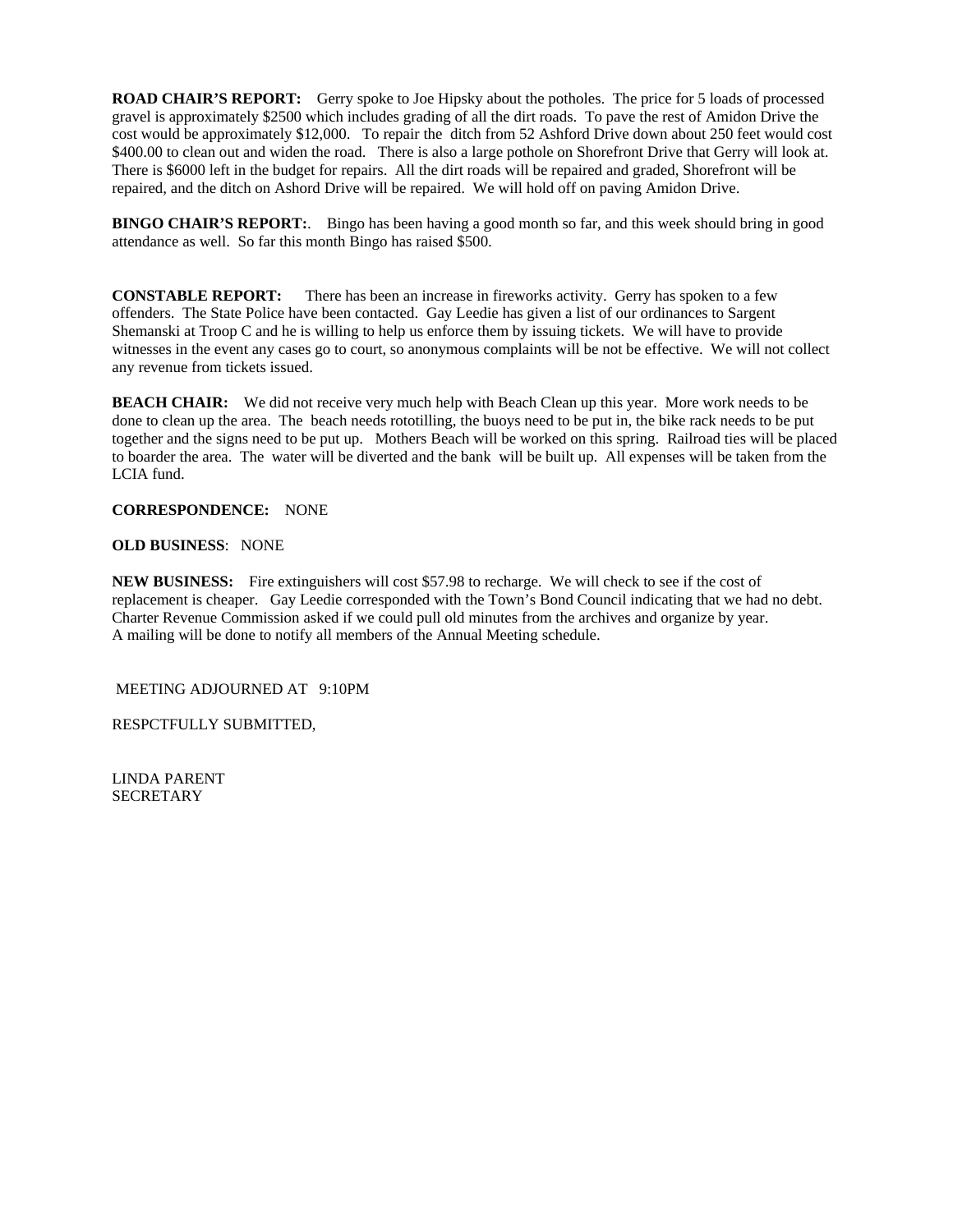**ROAD CHAIR'S REPORT:** Gerry spoke to Joe Hipsky about the potholes. The price for 5 loads of processed gravel is approximately $2500 which includes grading of all the dirt roads. To pave the rest of Amidon Drive the cost would be approximately $12,000. To repair the ditch from 52 Ashford Drive down about 250 feet would cost $400.00 to clean out and widen the road. There is also a large pothole on Shorefront Drive that Gerry will look at. There is $6000 left in the budget for repairs. All the dirt roads will be repaired and graded, Shorefront will be repaired, and the ditch on Ashord Drive will be repaired. We will hold off on paving Amidon Drive.

**BINGO CHAIR'S REPORT:**. Bingo has been having a good month so far, and this week should bring in good attendance as well. So far this month Bingo has raised $500.

**CONSTABLE REPORT:** There has been an increase in fireworks activity. Gerry has spoken to a few offenders. The State Police have been contacted. Gay Leedie has given a list of our ordinances to Sargent Shemanski at Troop C and he is willing to help us enforce them by issuing tickets. We will have to provide witnesses in the event any cases go to court, so anonymous complaints will be not be effective. We will not collect any revenue from tickets issued.

**BEACH CHAIR:** We did not receive very much help with Beach Clean up this year. More work needs to be done to clean up the area. The beach needs rototilling, the buoys need to be put in, the bike rack needs to be put together and the signs need to be put up. Mothers Beach will be worked on this spring. Railroad ties will be placed to boarder the area. The water will be diverted and the bank will be built up. All expenses will be taken from the LCIA fund.

**CORRESPONDENCE:** NONE

**OLD BUSINESS**: NONE

**NEW BUSINESS:** Fire extinguishers will cost $57.98 to recharge. We will check to see if the cost of replacement is cheaper. Gay Leedie corresponded with the Town's Bond Council indicating that we had no debt. Charter Revenue Commission asked if we could pull old minutes from the archives and organize by year. A mailing will be done to notify all members of the Annual Meeting schedule.

MEETING ADJOURNED AT 9:10PM

RESPCTFULLY SUBMITTED,

LINDA PARENT
SECRETARY